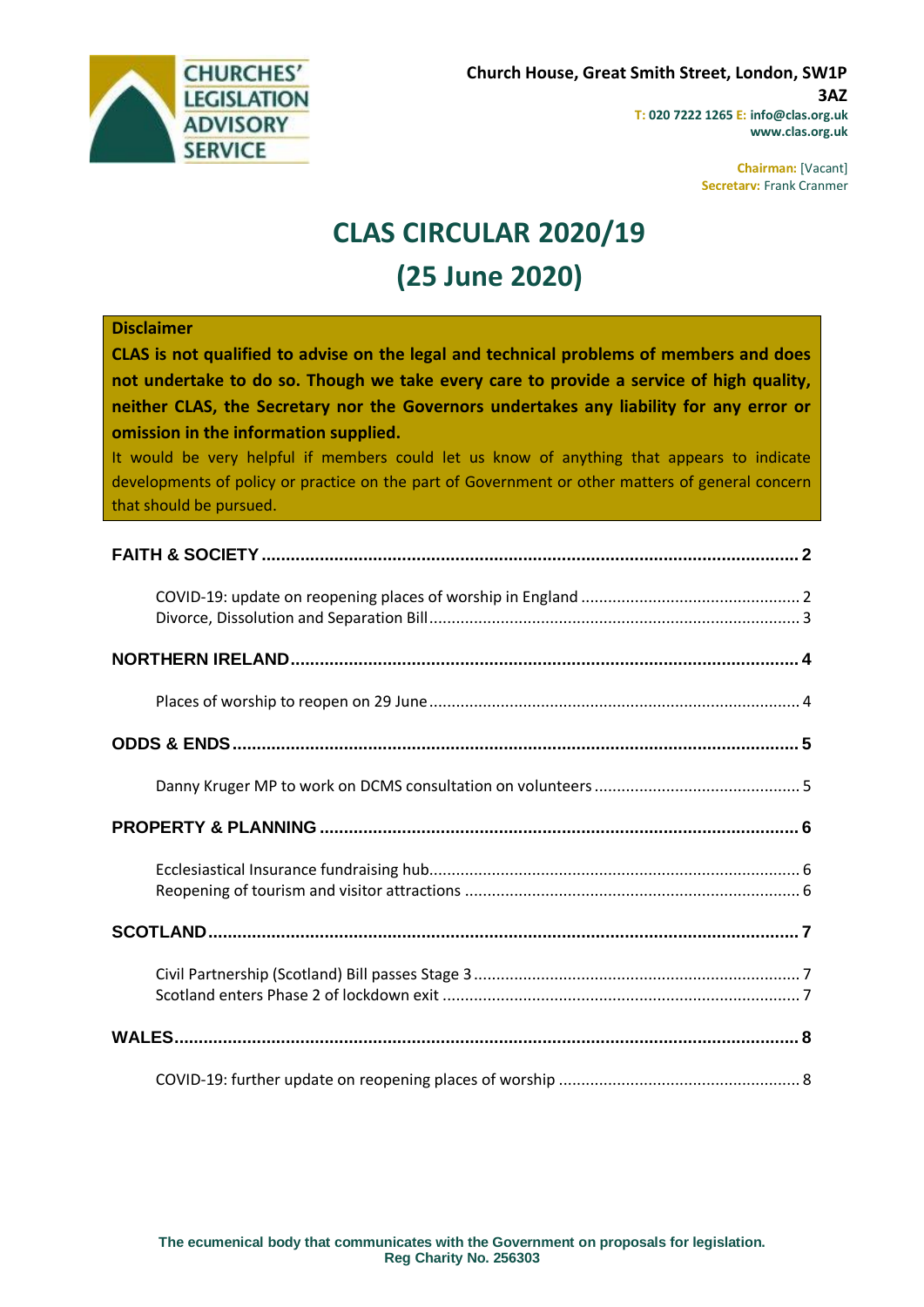CHURCHES' LEGISLATION ADVISORY SERVICE

Church House, Great Smith Street, London, SW1P 3AZ
T: 020 7222 1265 E: info@clas.org.uk
www.clas.org.uk

Chairman: [Vacant]
Secretary: Frank Cranmer

# CLAS CIRCULAR 2020/19
# (25 June 2020)

**Disclaimer**

**CLAS is not qualified to advise on the legal and technical problems of members and does not undertake to do so. Though we take every care to provide a service of high quality, neither CLAS, the Secretary nor the Governors undertakes any liability for any error or omission in the information supplied.**

It would be very helpful if members could let us know of anything that appears to indicate developments of policy or practice on the part of Government or other matters of general concern that should be pursued.

**FAITH & SOCIETY** .......... 2

- COVID-19: update on reopening places of worship in England .......... 2
- Divorce, Dissolution and Separation Bill .......... 3

**NORTHERN IRELAND** .......... 4

- Places of worship to reopen on 29 June .......... 4

**ODDS & ENDS** .......... 5

- Danny Kruger MP to work on DCMS consultation on volunteers .......... 5

**PROPERTY & PLANNING** .......... 6

- Ecclesiastical Insurance fundraising hub .......... 6
- Reopening of tourism and visitor attractions .......... 6

**SCOTLAND** .......... 7

- Civil Partnership (Scotland) Bill passes Stage 3 .......... 7
- Scotland enters Phase 2 of lockdown exit .......... 7

**WALES** .......... 8

- COVID-19: further update on reopening places of worship .......... 8

The ecumenical body that communicates with the Government on proposals for legislation.
Reg Charity No. 256303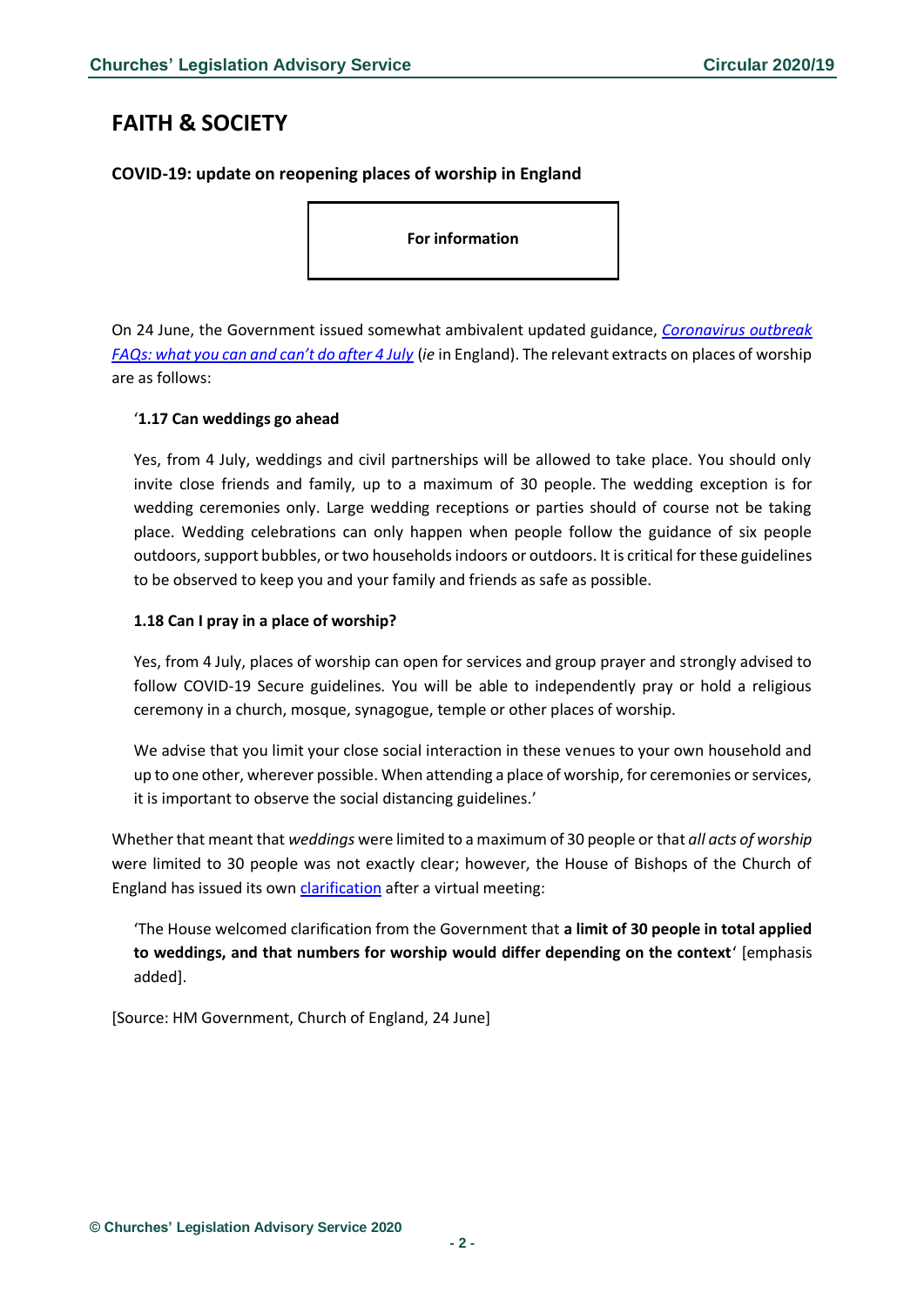# FAITH & SOCIETY

### COVID-19: update on reopening places of worship in England

**For information**

On 24 June, the Government issued somewhat ambivalent updated guidance, *Coronavirus outbreak FAQs: what you can and can't do after 4 July* (*ie* in England). The relevant extracts on places of worship are as follows:

> '**1.17 Can weddings go ahead**
>
> Yes, from 4 July, weddings and civil partnerships will be allowed to take place. You should only invite close friends and family, up to a maximum of 30 people. The wedding exception is for wedding ceremonies only. Large wedding receptions or parties should of course not be taking place. Wedding celebrations can only happen when people follow the guidance of six people outdoors, support bubbles, or two households indoors or outdoors. It is critical for these guidelines to be observed to keep you and your family and friends as safe as possible.
>
> **1.18 Can I pray in a place of worship?**
>
> Yes, from 4 July, places of worship can open for services and group prayer and strongly advised to follow COVID-19 Secure guidelines. You will be able to independently pray or hold a religious ceremony in a church, mosque, synagogue, temple or other places of worship.
>
> We advise that you limit your close social interaction in these venues to your own household and up to one other, wherever possible. When attending a place of worship, for ceremonies or services, it is important to observe the social distancing guidelines.'

Whether that meant that *weddings* were limited to a maximum of 30 people or that *all acts of worship* were limited to 30 people was not exactly clear; however, the House of Bishops of the Church of England has issued its own clarification after a virtual meeting:

> 'The House welcomed clarification from the Government that **a limit of 30 people in total applied to weddings, and that numbers for worship would differ depending on the context**' [emphasis added].

[Source: HM Government, Church of England, 24 June]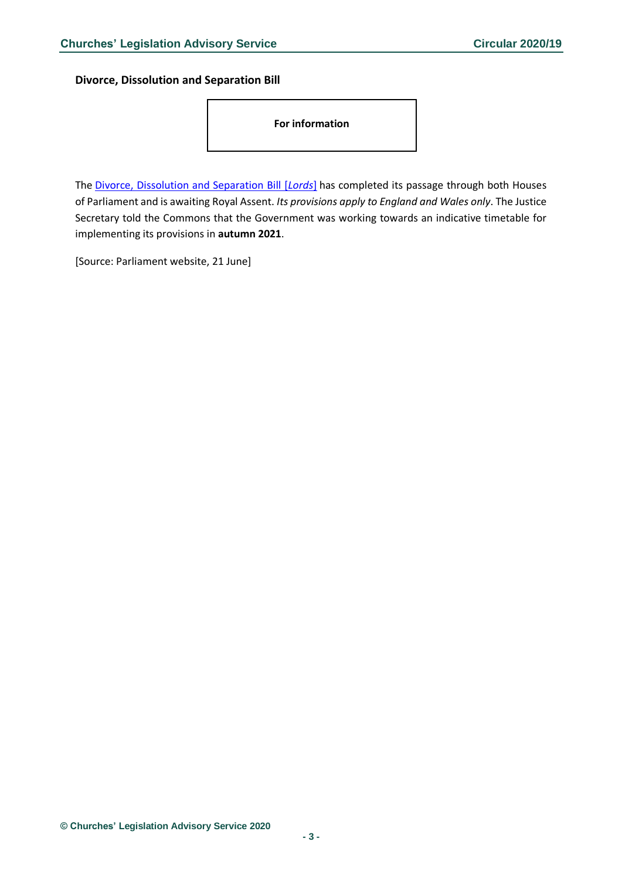**Divorce, Dissolution and Separation Bill**

**For information**

The Divorce, Dissolution and Separation Bill [*Lords*] has completed its passage through both Houses of Parliament and is awaiting Royal Assent. *Its provisions apply to England and Wales only*. The Justice Secretary told the Commons that the Government was working towards an indicative timetable for implementing its provisions in **autumn 2021**.

[Source: Parliament website, 21 June]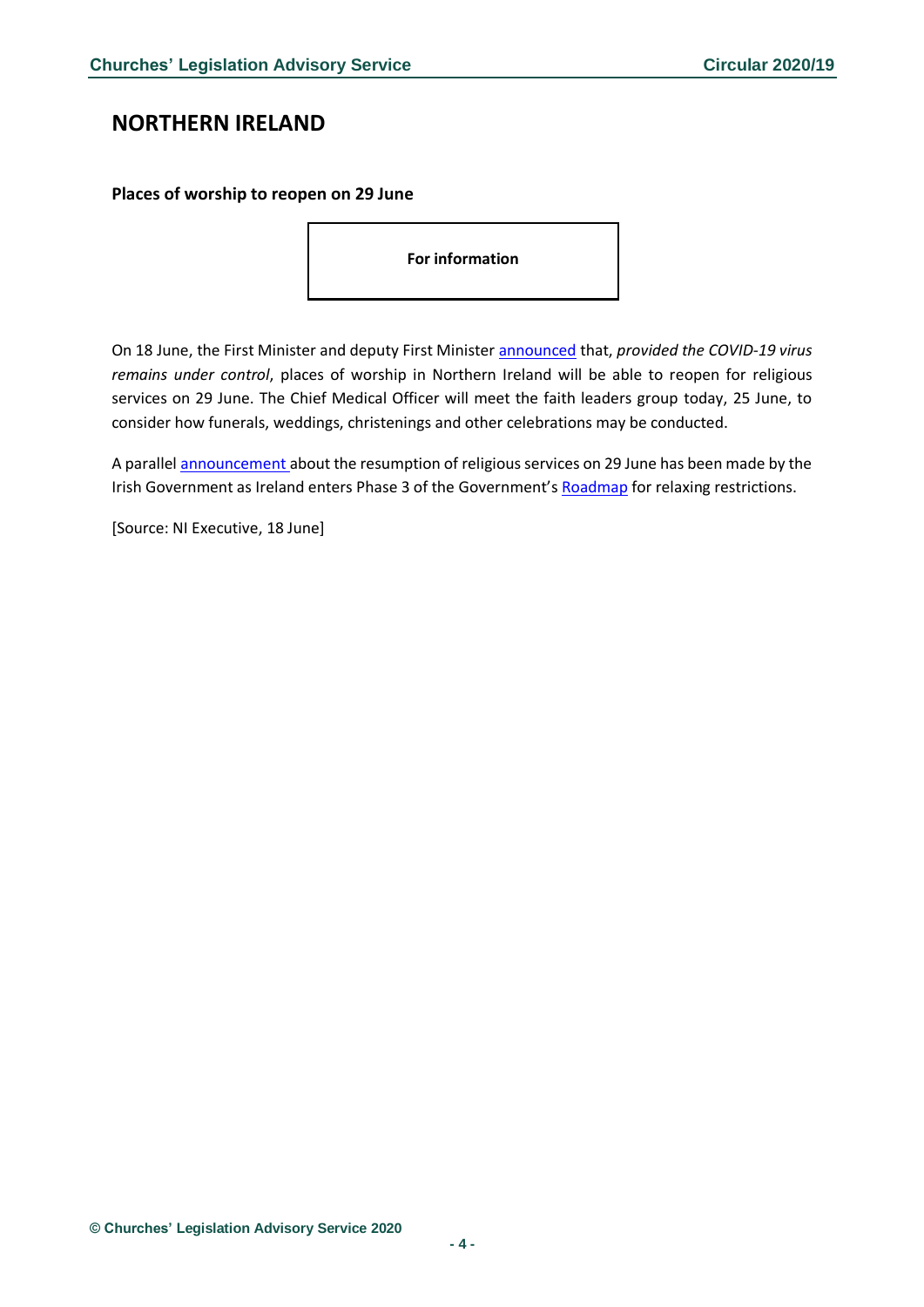## NORTHERN IRELAND

### Places of worship to reopen on 29 June

**For information**

On 18 June, the First Minister and deputy First Minister announced that, *provided the COVID-19 virus remains under control*, places of worship in Northern Ireland will be able to reopen for religious services on 29 June. The Chief Medical Officer will meet the faith leaders group today, 25 June, to consider how funerals, weddings, christenings and other celebrations may be conducted.

A parallel announcement about the resumption of religious services on 29 June has been made by the Irish Government as Ireland enters Phase 3 of the Government's Roadmap for relaxing restrictions.

[Source: NI Executive, 18 June]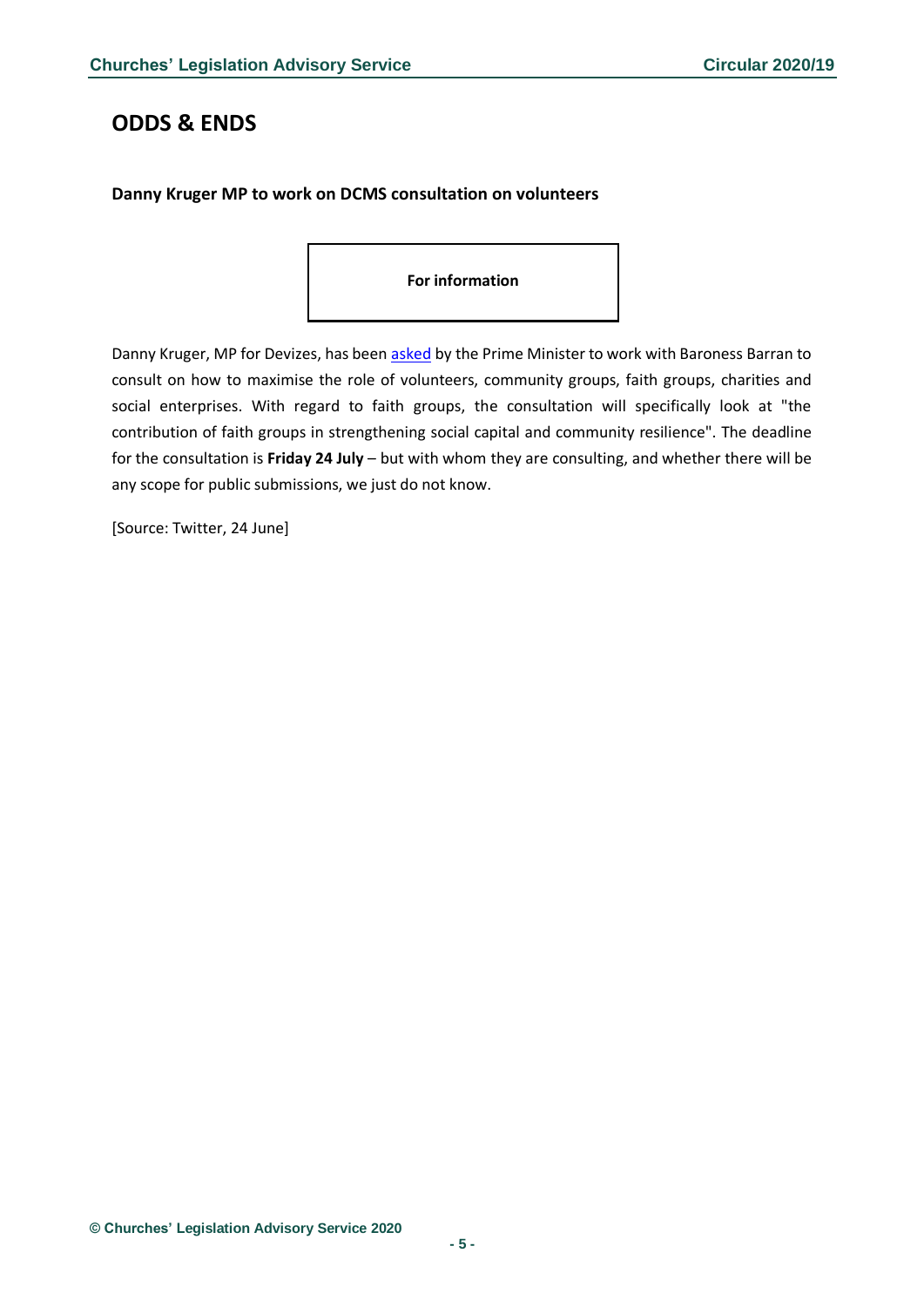## ODDS & ENDS

### Danny Kruger MP to work on DCMS consultation on volunteers

**For information**

Danny Kruger, MP for Devizes, has been asked by the Prime Minister to work with Baroness Barran to consult on how to maximise the role of volunteers, community groups, faith groups, charities and social enterprises. With regard to faith groups, the consultation will specifically look at "the contribution of faith groups in strengthening social capital and community resilience". The deadline for the consultation is **Friday 24 July** – but with whom they are consulting, and whether there will be any scope for public submissions, we just do not know.

[Source: Twitter, 24 June]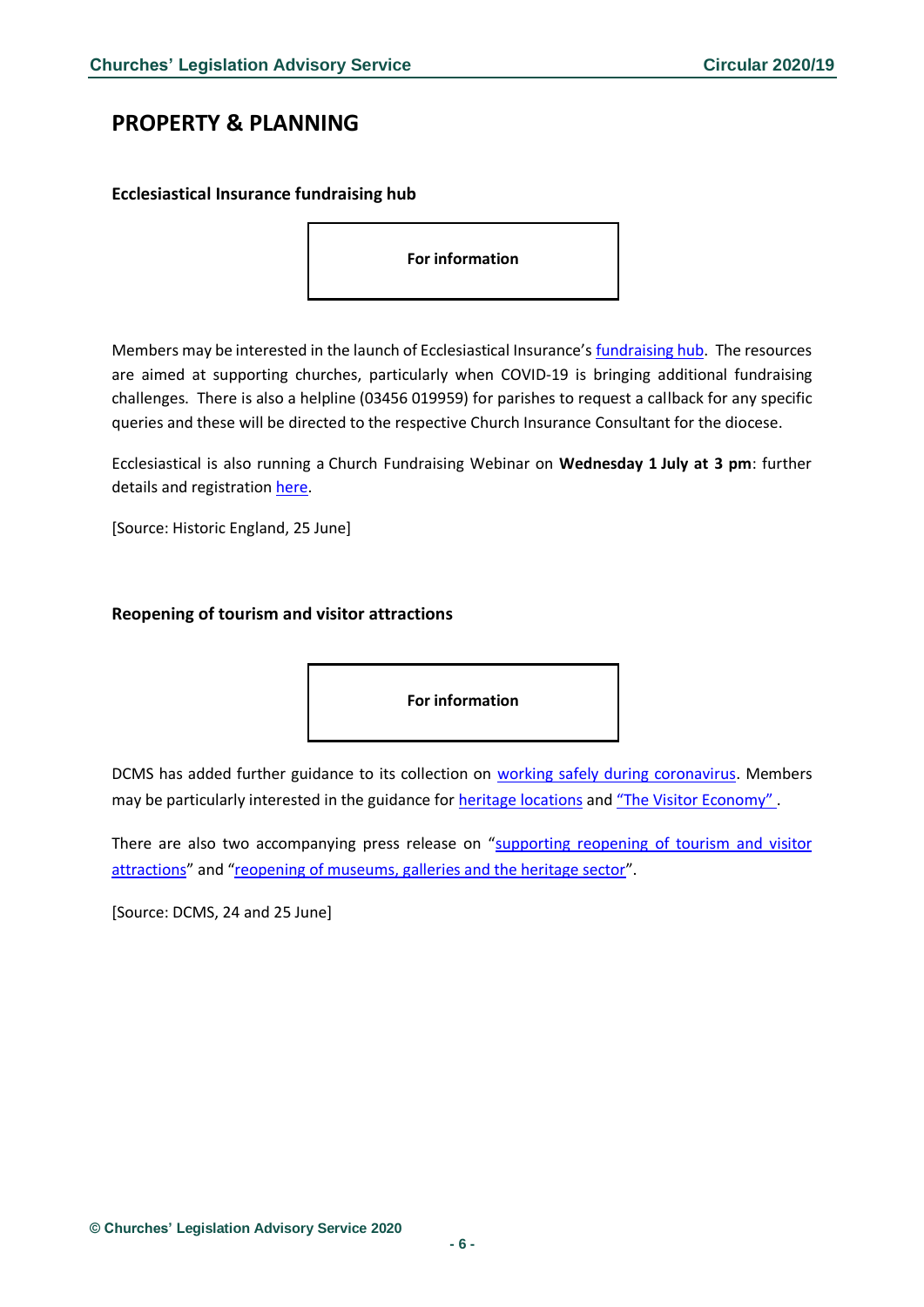# PROPERTY & PLANNING

### Ecclesiastical Insurance fundraising hub

**For information**

Members may be interested in the launch of Ecclesiastical Insurance's fundraising hub. The resources are aimed at supporting churches, particularly when COVID-19 is bringing additional fundraising challenges. There is also a helpline (03456 019959) for parishes to request a callback for any specific queries and these will be directed to the respective Church Insurance Consultant for the diocese.

Ecclesiastical is also running a Church Fundraising Webinar on **Wednesday 1 July at 3 pm**: further details and registration here.

[Source: Historic England, 25 June]

### Reopening of tourism and visitor attractions

**For information**

DCMS has added further guidance to its collection on working safely during coronavirus. Members may be particularly interested in the guidance for heritage locations and "The Visitor Economy" .

There are also two accompanying press release on "supporting reopening of tourism and visitor attractions" and "reopening of museums, galleries and the heritage sector".

[Source: DCMS, 24 and 25 June]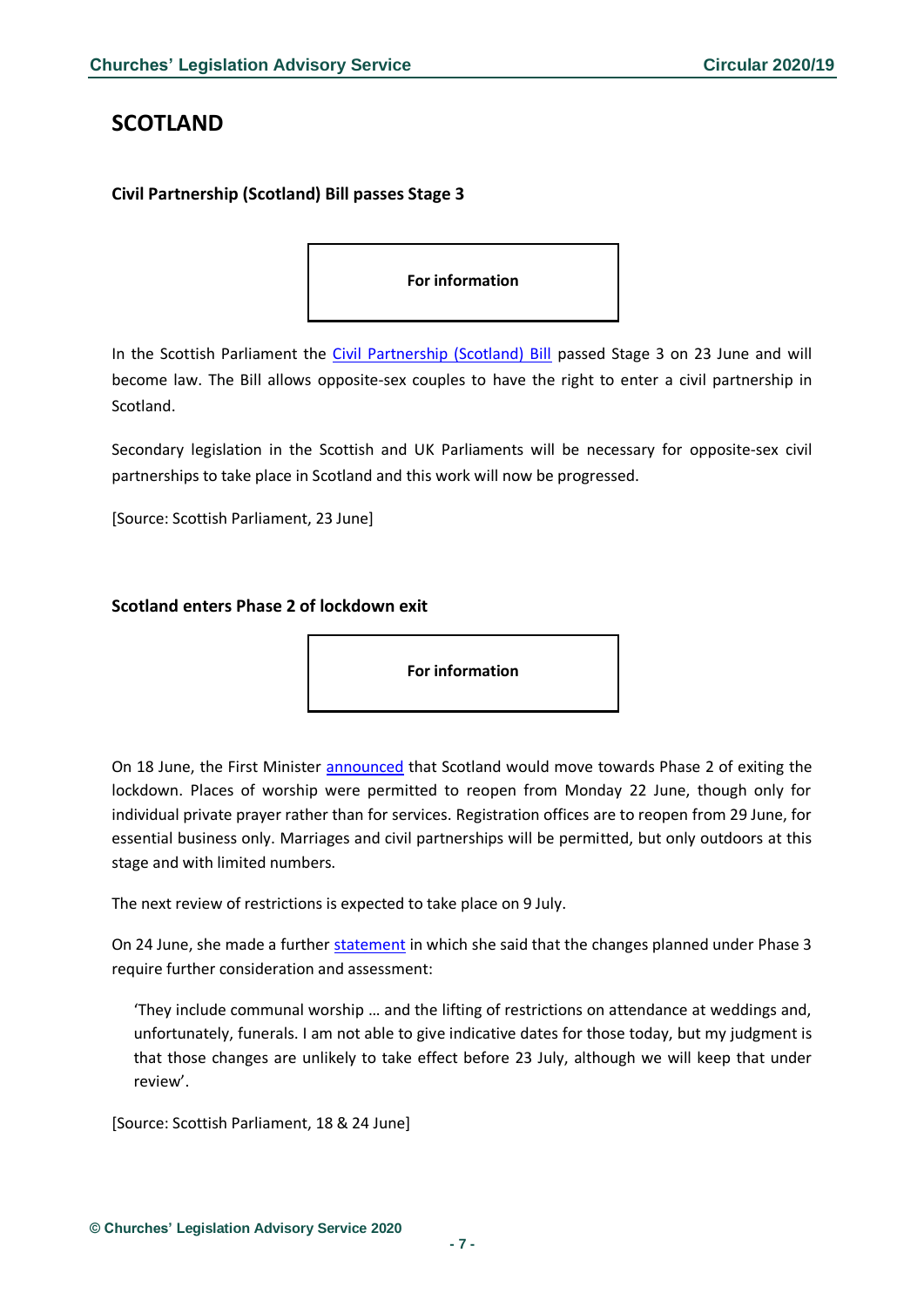## SCOTLAND

### Civil Partnership (Scotland) Bill passes Stage 3

**For information**

In the Scottish Parliament the Civil Partnership (Scotland) Bill passed Stage 3 on 23 June and will become law. The Bill allows opposite-sex couples to have the right to enter a civil partnership in Scotland.

Secondary legislation in the Scottish and UK Parliaments will be necessary for opposite-sex civil partnerships to take place in Scotland and this work will now be progressed.

[Source: Scottish Parliament, 23 June]

### Scotland enters Phase 2 of lockdown exit

**For information**

On 18 June, the First Minister announced that Scotland would move towards Phase 2 of exiting the lockdown. Places of worship were permitted to reopen from Monday 22 June, though only for individual private prayer rather than for services. Registration offices are to reopen from 29 June, for essential business only. Marriages and civil partnerships will be permitted, but only outdoors at this stage and with limited numbers.

The next review of restrictions is expected to take place on 9 July.

On 24 June, she made a further statement in which she said that the changes planned under Phase 3 require further consideration and assessment:

> 'They include communal worship … and the lifting of restrictions on attendance at weddings and, unfortunately, funerals. I am not able to give indicative dates for those today, but my judgment is that those changes are unlikely to take effect before 23 July, although we will keep that under review'.

[Source: Scottish Parliament, 18 & 24 June]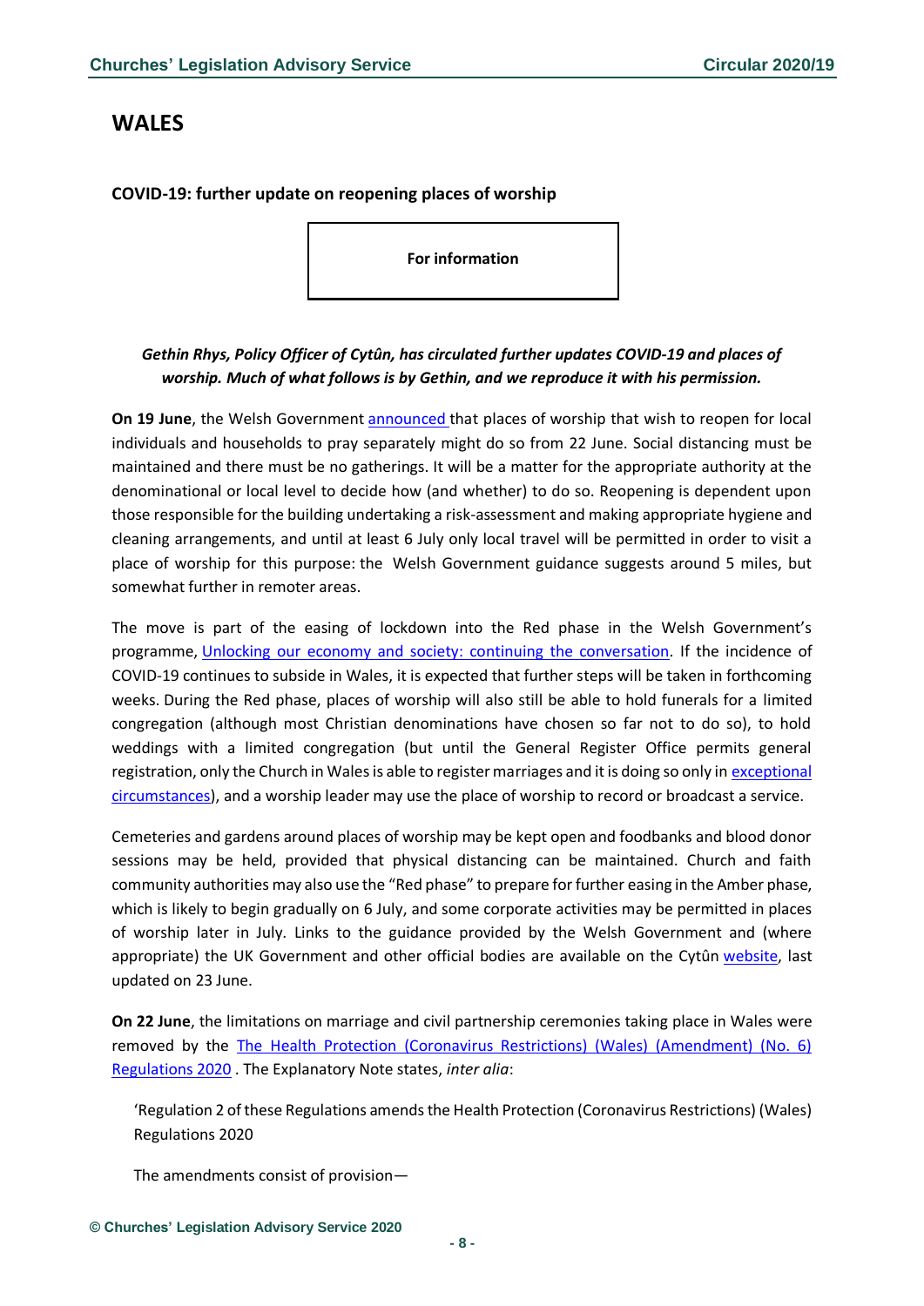# WALES

### COVID-19: further update on reopening places of worship

**For information**

***Gethin Rhys, Policy Officer of Cytûn, has circulated further updates COVID-19 and places of worship. Much of what follows is by Gethin, and we reproduce it with his permission.***

**On 19 June**, the Welsh Government announced that places of worship that wish to reopen for local individuals and households to pray separately might do so from 22 June. Social distancing must be maintained and there must be no gatherings. It will be a matter for the appropriate authority at the denominational or local level to decide how (and whether) to do so. Reopening is dependent upon those responsible for the building undertaking a risk-assessment and making appropriate hygiene and cleaning arrangements, and until at least 6 July only local travel will be permitted in order to visit a place of worship for this purpose: the Welsh Government guidance suggests around 5 miles, but somewhat further in remoter areas.

The move is part of the easing of lockdown into the Red phase in the Welsh Government's programme, Unlocking our economy and society: continuing the conversation. If the incidence of COVID-19 continues to subside in Wales, it is expected that further steps will be taken in forthcoming weeks. During the Red phase, places of worship will also still be able to hold funerals for a limited congregation (although most Christian denominations have chosen so far not to do so), to hold weddings with a limited congregation (but until the General Register Office permits general registration, only the Church in Wales is able to register marriages and it is doing so only in exceptional circumstances), and a worship leader may use the place of worship to record or broadcast a service.

Cemeteries and gardens around places of worship may be kept open and foodbanks and blood donor sessions may be held, provided that physical distancing can be maintained. Church and faith community authorities may also use the "Red phase" to prepare for further easing in the Amber phase, which is likely to begin gradually on 6 July, and some corporate activities may be permitted in places of worship later in July. Links to the guidance provided by the Welsh Government and (where appropriate) the UK Government and other official bodies are available on the Cytûn website, last updated on 23 June.

**On 22 June**, the limitations on marriage and civil partnership ceremonies taking place in Wales were removed by the The Health Protection (Coronavirus Restrictions) (Wales) (Amendment) (No. 6) Regulations 2020 . The Explanatory Note states, *inter alia*:

> 'Regulation 2 of these Regulations amends the Health Protection (Coronavirus Restrictions) (Wales) Regulations 2020
>
> The amendments consist of provision—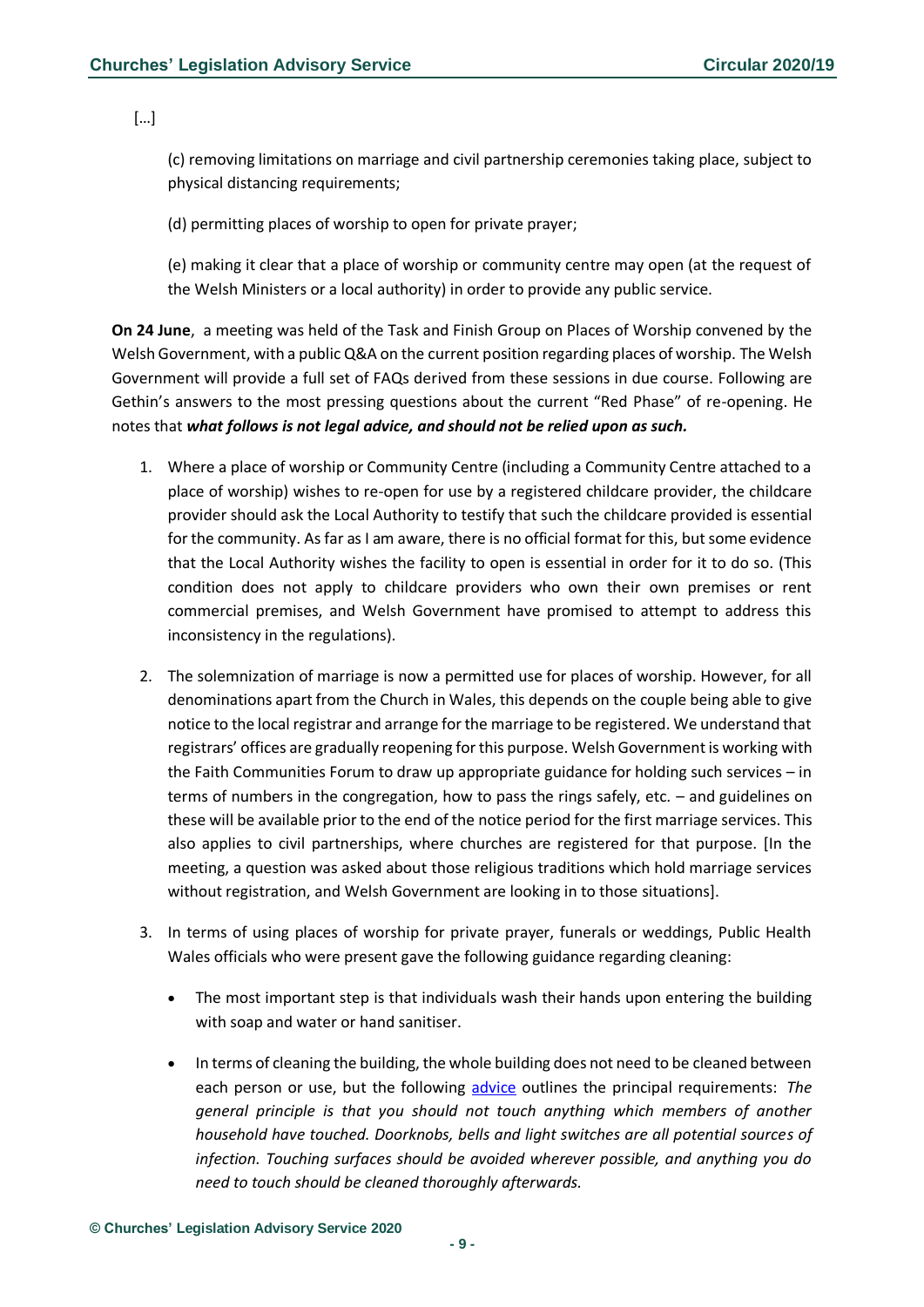[…]

(c) removing limitations on marriage and civil partnership ceremonies taking place, subject to physical distancing requirements;

(d) permitting places of worship to open for private prayer;

(e) making it clear that a place of worship or community centre may open (at the request of the Welsh Ministers or a local authority) in order to provide any public service.

**On 24 June**, a meeting was held of the Task and Finish Group on Places of Worship convened by the Welsh Government, with a public Q&A on the current position regarding places of worship. The Welsh Government will provide a full set of FAQs derived from these sessions in due course. Following are Gethin's answers to the most pressing questions about the current "Red Phase" of re-opening. He notes that ***what follows is not legal advice, and should not be relied upon as such.***

1. Where a place of worship or Community Centre (including a Community Centre attached to a place of worship) wishes to re-open for use by a registered childcare provider, the childcare provider should ask the Local Authority to testify that such the childcare provided is essential for the community. As far as I am aware, there is no official format for this, but some evidence that the Local Authority wishes the facility to open is essential in order for it to do so. (This condition does not apply to childcare providers who own their own premises or rent commercial premises, and Welsh Government have promised to attempt to address this inconsistency in the regulations).

2. The solemnization of marriage is now a permitted use for places of worship. However, for all denominations apart from the Church in Wales, this depends on the couple being able to give notice to the local registrar and arrange for the marriage to be registered. We understand that registrars' offices are gradually reopening for this purpose. Welsh Government is working with the Faith Communities Forum to draw up appropriate guidance for holding such services – in terms of numbers in the congregation, how to pass the rings safely, etc. – and guidelines on these will be available prior to the end of the notice period for the first marriage services. This also applies to civil partnerships, where churches are registered for that purpose. [In the meeting, a question was asked about those religious traditions which hold marriage services without registration, and Welsh Government are looking in to those situations].

3. In terms of using places of worship for private prayer, funerals or weddings, Public Health Wales officials who were present gave the following guidance regarding cleaning:

   - The most important step is that individuals wash their hands upon entering the building with soap and water or hand sanitiser.

   - In terms of cleaning the building, the whole building does not need to be cleaned between each person or use, but the following advice outlines the principal requirements: *The general principle is that you should not touch anything which members of another household have touched. Doorknobs, bells and light switches are all potential sources of infection. Touching surfaces should be avoided wherever possible, and anything you do need to touch should be cleaned thoroughly afterwards.*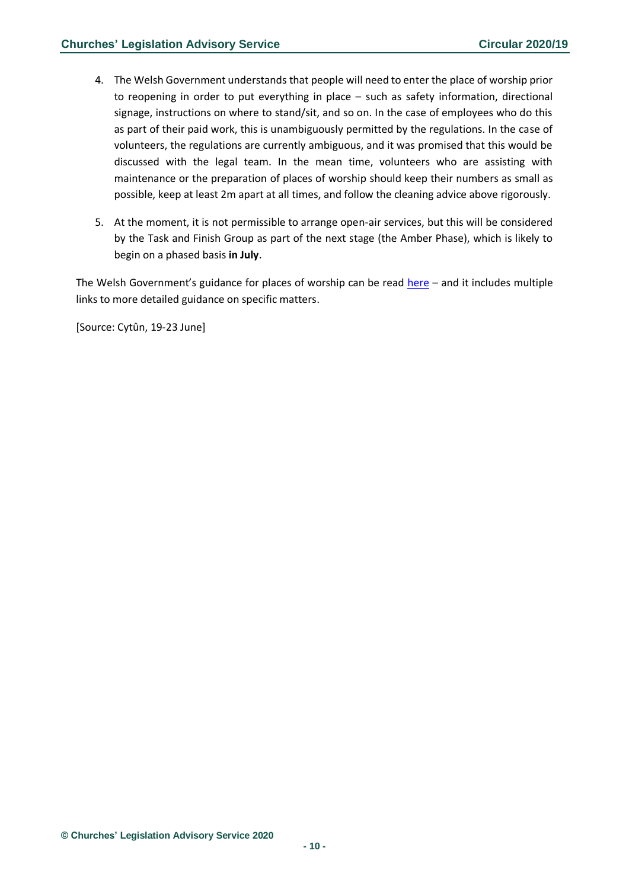4. The Welsh Government understands that people will need to enter the place of worship prior to reopening in order to put everything in place – such as safety information, directional signage, instructions on where to stand/sit, and so on. In the case of employees who do this as part of their paid work, this is unambiguously permitted by the regulations. In the case of volunteers, the regulations are currently ambiguous, and it was promised that this would be discussed with the legal team. In the mean time, volunteers who are assisting with maintenance or the preparation of places of worship should keep their numbers as small as possible, keep at least 2m apart at all times, and follow the cleaning advice above rigorously.

5. At the moment, it is not permissible to arrange open-air services, but this will be considered by the Task and Finish Group as part of the next stage (the Amber Phase), which is likely to begin on a phased basis **in July**.

The Welsh Government's guidance for places of worship can be read here – and it includes multiple links to more detailed guidance on specific matters.

[Source: Cytûn, 19-23 June]